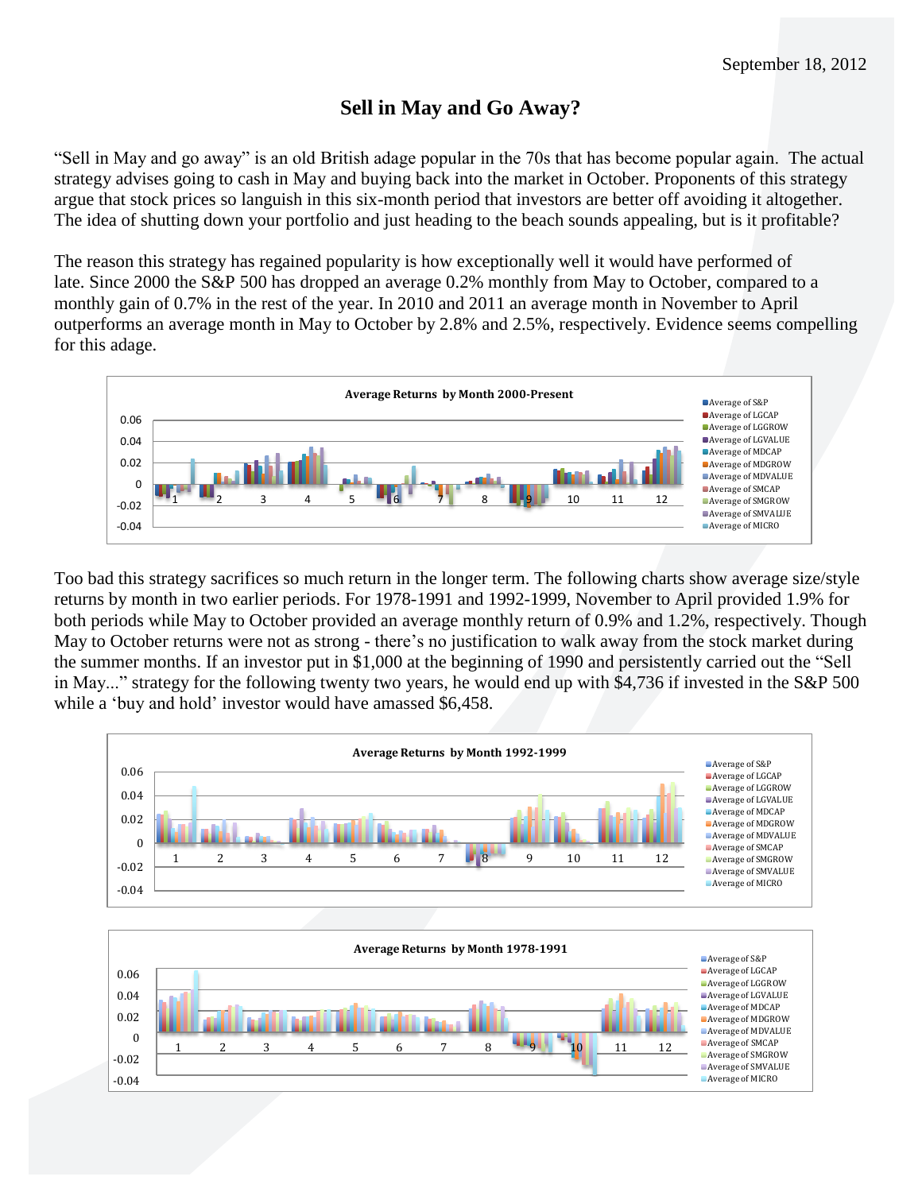September 18, 2012

# Sell in May and Go Away?

"Sell in May and go away" is an old British adage popular in the 70s that has become popular again. The actual strategy advises going to cash in May and buying back into the market in October. Proponents of this strategy argue that stock prices so languish in this six-month period that investors are better off avoiding it altogether. The idea of shutting down your portfolio and just heading to the beach sounds appealing, but is it profitable?

The reason this strategy has regained popularity is how exceptionally well it would have performed of late. Since 2000 the S&P 500 has dropped an average 0.2% monthly from May to October, compared to a monthly gain of 0.7% in the rest of the year. In 2010 and 2011 an average month in November to April outperforms an average month in May to October by 2.8% and 2.5%, respectively. Evidence seems compelling for this adage.

**Average Returns by Month 2000-Present**

Too bad this strategy sacrifices so much return in the longer term. The following charts show average size/style returns by month in two earlier periods. For 1978-1991 and 1992-1999, November to April provided 1.9% for both periods while May to October provided an average monthly return of 0.9% and 1.2%, respectively. Though May to October returns were not as strong - there's no justification to walk away from the stock market during the summer months. If an investor put in $1,000 at the beginning of 1990 and persistently carried out the "Sell in May..." strategy for the following twenty two years, he would end up with $4,736 if invested in the S&P 500 while a 'buy and hold' investor would have amassed $6,458.

**Average Returns by Month 1992-1999**

**Average Returns by Month 1978-1991**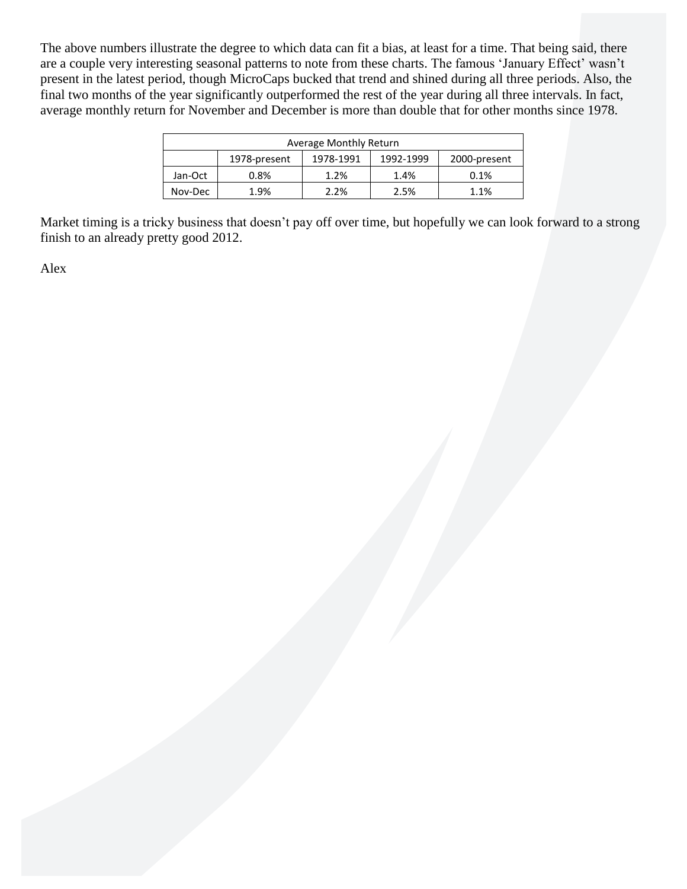The above numbers illustrate the degree to which data can fit a bias, at least for a time. That being said, there are a couple very interesting seasonal patterns to note from these charts. The famous 'January Effect' wasn't present in the latest period, though MicroCaps bucked that trend and shined during all three periods. Also, the final two months of the year significantly outperformed the rest of the year during all three intervals. In fact, average monthly return for November and December is more than double that for other months since 1978.

| Average Monthly Return | | | | |
|---|---|---|---|---|
| | 1978-present | 1978-1991 | 1992-1999 | 2000-present |
| Jan-Oct | 0.8% | 1.2% | 1.4% | 0.1% |
| Nov-Dec | 1.9% | 2.2% | 2.5% | 1.1% |

Market timing is a tricky business that doesn't pay off over time, but hopefully we can look forward to a strong finish to an already pretty good 2012.

Alex